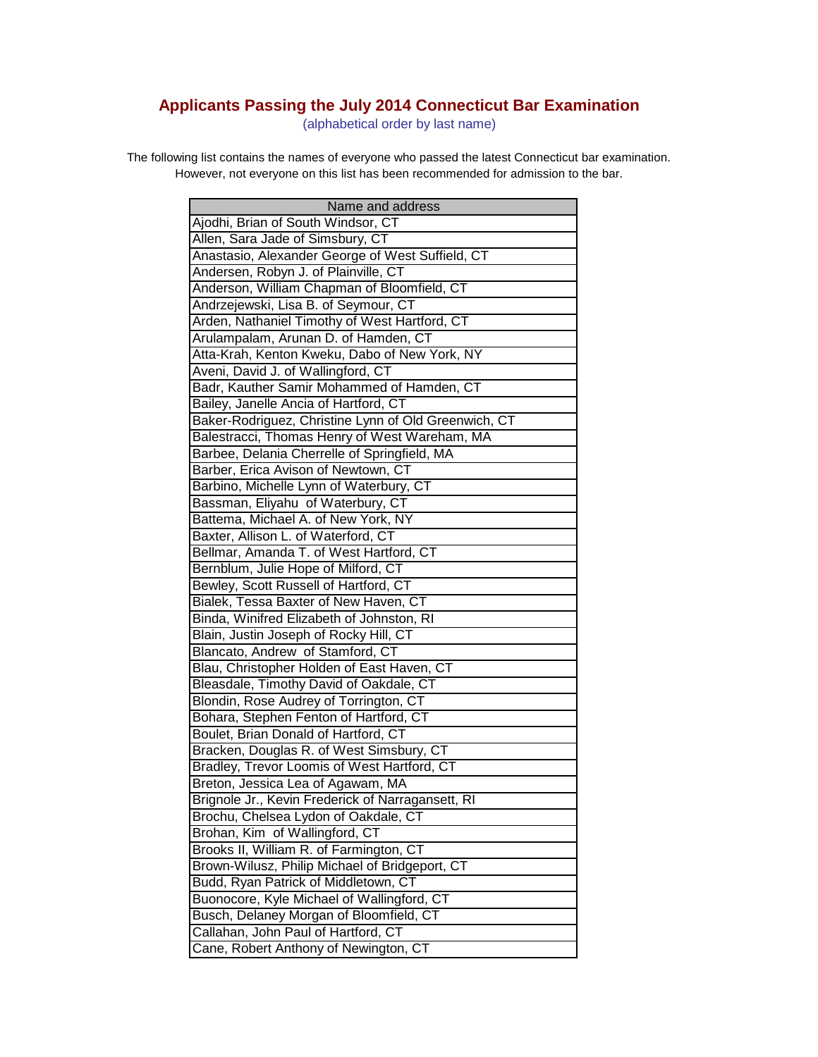# Applicants Passing the July 2014 Connecticut Bar Examination

(alphabetical order by last name)

The following list contains the names of everyone who passed the latest Connecticut bar examination. However, not everyone on this list has been recommended for admission to the bar.

| Name and address |
|---|
| Ajodhi, Brian of South Windsor, CT |
| Allen, Sara Jade of Simsbury, CT |
| Anastasio, Alexander George of West Suffield, CT |
| Andersen, Robyn J. of Plainville, CT |
| Anderson, William Chapman of Bloomfield, CT |
| Andrzejewski, Lisa B. of Seymour, CT |
| Arden, Nathaniel Timothy of West Hartford, CT |
| Arulampalam, Arunan D. of Hamden, CT |
| Atta-Krah, Kenton Kweku, Dabo of New York, NY |
| Aveni, David J. of Wallingford, CT |
| Badr, Kauther Samir Mohammed of Hamden, CT |
| Bailey, Janelle Ancia of Hartford, CT |
| Baker-Rodriguez, Christine Lynn of Old Greenwich, CT |
| Balestracci, Thomas Henry of West Wareham, MA |
| Barbee, Delania Cherrelle of Springfield, MA |
| Barber, Erica Avison of Newtown, CT |
| Barbino, Michelle Lynn of Waterbury, CT |
| Bassman, Eliyahu of Waterbury, CT |
| Battema, Michael A. of New York, NY |
| Baxter, Allison L. of Waterford, CT |
| Bellmar, Amanda T. of West Hartford, CT |
| Bernblum, Julie Hope of Milford, CT |
| Bewley, Scott Russell of Hartford, CT |
| Bialek, Tessa Baxter of New Haven, CT |
| Binda, Winifred Elizabeth of Johnston, RI |
| Blain, Justin Joseph of Rocky Hill, CT |
| Blancato, Andrew of Stamford, CT |
| Blau, Christopher Holden of East Haven, CT |
| Bleasdale, Timothy David of Oakdale, CT |
| Blondin, Rose Audrey of Torrington, CT |
| Bohara, Stephen Fenton of Hartford, CT |
| Boulet, Brian Donald of Hartford, CT |
| Bracken, Douglas R. of West Simsbury, CT |
| Bradley, Trevor Loomis of West Hartford, CT |
| Breton, Jessica Lea of Agawam, MA |
| Brignole Jr., Kevin Frederick of Narragansett, RI |
| Brochu, Chelsea Lydon of Oakdale, CT |
| Brohan, Kim of Wallingford, CT |
| Brooks II, William R. of Farmington, CT |
| Brown-Wilusz, Philip Michael of Bridgeport, CT |
| Budd, Ryan Patrick of Middletown, CT |
| Buonocore, Kyle Michael of Wallingford, CT |
| Busch, Delaney Morgan of Bloomfield, CT |
| Callahan, John Paul of Hartford, CT |
| Cane, Robert Anthony of Newington, CT |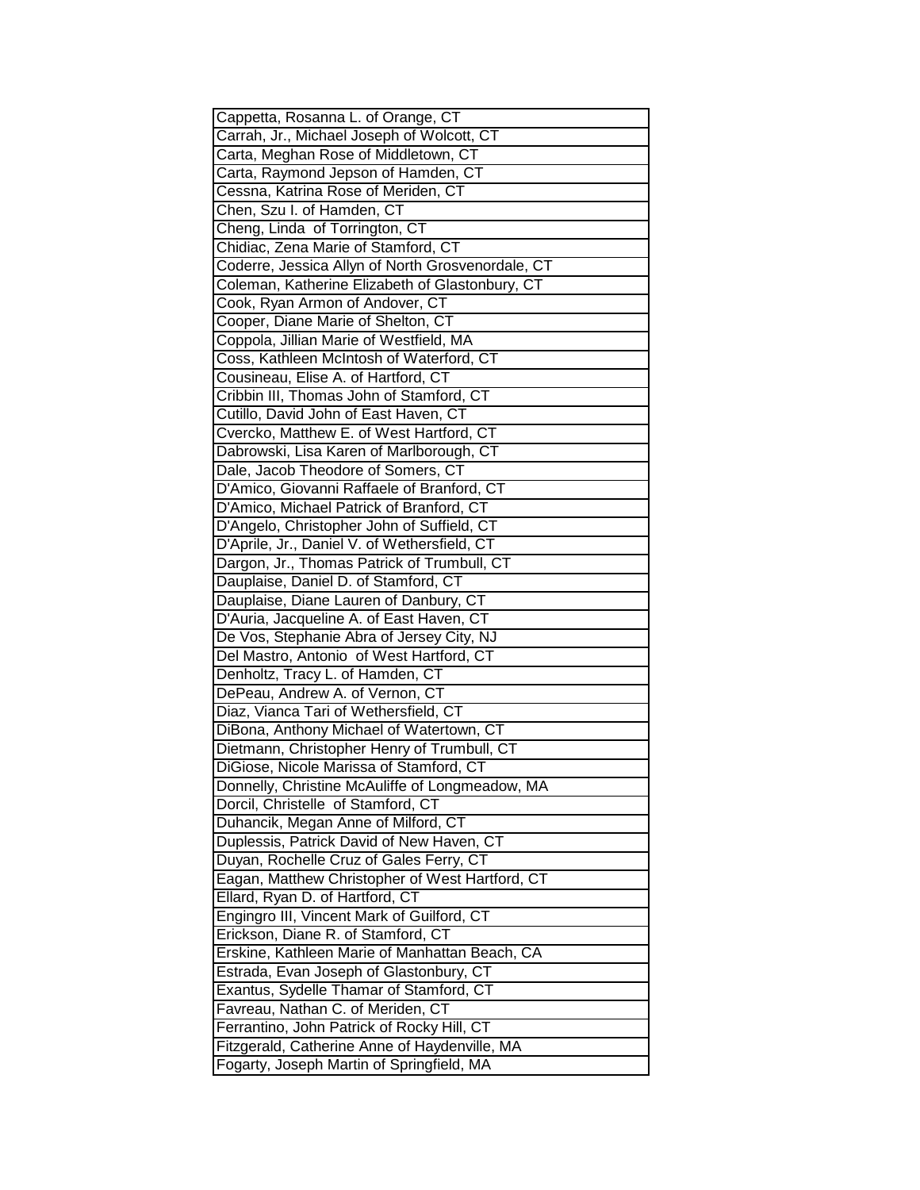| Cappetta, Rosanna L. of Orange, CT |
|---|
| Carrah, Jr., Michael Joseph of Wolcott, CT |
| Carta, Meghan Rose of Middletown, CT |
| Carta, Raymond Jepson of Hamden, CT |
| Cessna, Katrina Rose of Meriden, CT |
| Chen, Szu I. of Hamden, CT |
| Cheng, Linda of Torrington, CT |
| Chidiac, Zena Marie of Stamford, CT |
| Coderre, Jessica Allyn of North Grosvenordale, CT |
| Coleman, Katherine Elizabeth of Glastonbury, CT |
| Cook, Ryan Armon of Andover, CT |
| Cooper, Diane Marie of Shelton, CT |
| Coppola, Jillian Marie of Westfield, MA |
| Coss, Kathleen McIntosh of Waterford, CT |
| Cousineau, Elise A. of Hartford, CT |
| Cribbin III, Thomas John of Stamford, CT |
| Cutillo, David John of East Haven, CT |
| Cvercko, Matthew E. of West Hartford, CT |
| Dabrowski, Lisa Karen of Marlborough, CT |
| Dale, Jacob Theodore of Somers, CT |
| D'Amico, Giovanni Raffaele of Branford, CT |
| D'Amico, Michael Patrick of Branford, CT |
| D'Angelo, Christopher John of Suffield, CT |
| D'Aprile, Jr., Daniel V. of Wethersfield, CT |
| Dargon, Jr., Thomas Patrick of Trumbull, CT |
| Dauplaise, Daniel D. of Stamford, CT |
| Dauplaise, Diane Lauren of Danbury, CT |
| D'Auria, Jacqueline A. of East Haven, CT |
| De Vos, Stephanie Abra of Jersey City, NJ |
| Del Mastro, Antonio of West Hartford, CT |
| Denholtz, Tracy L. of Hamden, CT |
| DePeau, Andrew A. of Vernon, CT |
| Diaz, Vianca Tari of Wethersfield, CT |
| DiBona, Anthony Michael of Watertown, CT |
| Dietmann, Christopher Henry of Trumbull, CT |
| DiGiose, Nicole Marissa of Stamford, CT |
| Donnelly, Christine McAuliffe of Longmeadow, MA |
| Dorcil, Christelle of Stamford, CT |
| Duhancik, Megan Anne of Milford, CT |
| Duplessis, Patrick David of New Haven, CT |
| Duyan, Rochelle Cruz of Gales Ferry, CT |
| Eagan, Matthew Christopher of West Hartford, CT |
| Ellard, Ryan D. of Hartford, CT |
| Engingro III, Vincent Mark of Guilford, CT |
| Erickson, Diane R. of Stamford, CT |
| Erskine, Kathleen Marie of Manhattan Beach, CA |
| Estrada, Evan Joseph of Glastonbury, CT |
| Exantus, Sydelle Thamar of Stamford, CT |
| Favreau, Nathan C. of Meriden, CT |
| Ferrantino, John Patrick of Rocky Hill, CT |
| Fitzgerald, Catherine Anne of Haydenville, MA |
| Fogarty, Joseph Martin of Springfield, MA |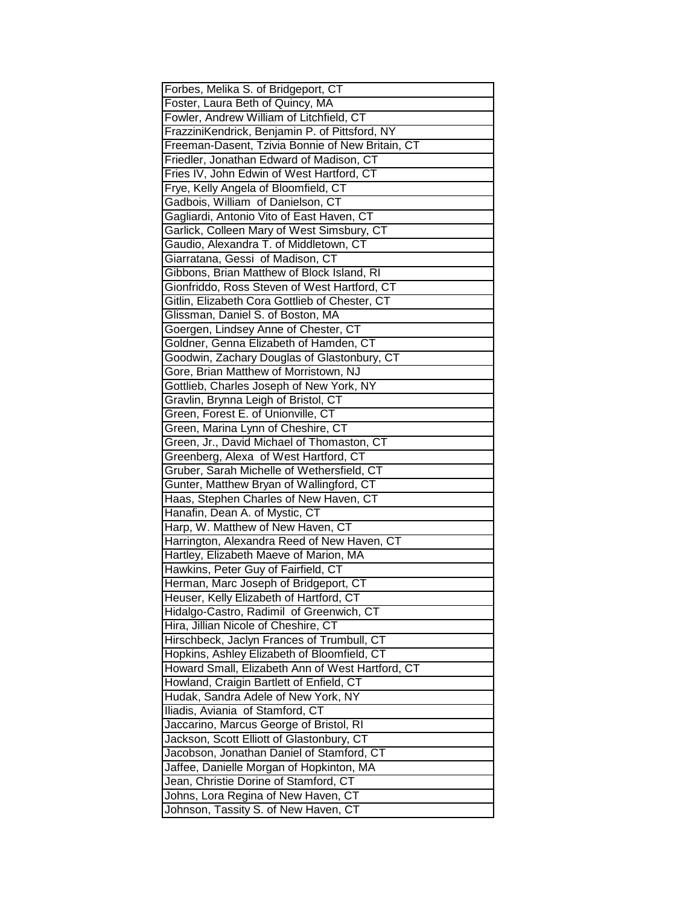| Forbes, Melika S. of Bridgeport, CT |
|---|
| Foster, Laura Beth of Quincy, MA |
| Fowler, Andrew William of Litchfield, CT |
| FrazziniKendrick, Benjamin P. of Pittsford, NY |
| Freeman-Dasent, Tzivia Bonnie of New Britain, CT |
| Friedler, Jonathan Edward of Madison, CT |
| Fries IV, John Edwin of West Hartford, CT |
| Frye, Kelly Angela of Bloomfield, CT |
| Gadbois, William of Danielson, CT |
| Gagliardi, Antonio Vito of East Haven, CT |
| Garlick, Colleen Mary of West Simsbury, CT |
| Gaudio, Alexandra T. of Middletown, CT |
| Giarratana, Gessi of Madison, CT |
| Gibbons, Brian Matthew of Block Island, RI |
| Gionfriddo, Ross Steven of West Hartford, CT |
| Gitlin, Elizabeth Cora Gottlieb of Chester, CT |
| Glissman, Daniel S. of Boston, MA |
| Goergen, Lindsey Anne of Chester, CT |
| Goldner, Genna Elizabeth of Hamden, CT |
| Goodwin, Zachary Douglas of Glastonbury, CT |
| Gore, Brian Matthew of Morristown, NJ |
| Gottlieb, Charles Joseph of New York, NY |
| Gravlin, Brynna Leigh of Bristol, CT |
| Green, Forest E. of Unionville, CT |
| Green, Marina Lynn of Cheshire, CT |
| Green, Jr., David Michael of Thomaston, CT |
| Greenberg, Alexa of West Hartford, CT |
| Gruber, Sarah Michelle of Wethersfield, CT |
| Gunter, Matthew Bryan of Wallingford, CT |
| Haas, Stephen Charles of New Haven, CT |
| Hanafin, Dean A. of Mystic, CT |
| Harp, W. Matthew of New Haven, CT |
| Harrington, Alexandra Reed of New Haven, CT |
| Hartley, Elizabeth Maeve of Marion, MA |
| Hawkins, Peter Guy of Fairfield, CT |
| Herman, Marc Joseph of Bridgeport, CT |
| Heuser, Kelly Elizabeth of Hartford, CT |
| Hidalgo-Castro, Radimil of Greenwich, CT |
| Hira, Jillian Nicole of Cheshire, CT |
| Hirschbeck, Jaclyn Frances of Trumbull, CT |
| Hopkins, Ashley Elizabeth of Bloomfield, CT |
| Howard Small, Elizabeth Ann of West Hartford, CT |
| Howland, Craigin Bartlett of Enfield, CT |
| Hudak, Sandra Adele of New York, NY |
| Iliadis, Aviania of Stamford, CT |
| Jaccarino, Marcus George of Bristol, RI |
| Jackson, Scott Elliott of Glastonbury, CT |
| Jacobson, Jonathan Daniel of Stamford, CT |
| Jaffee, Danielle Morgan of Hopkinton, MA |
| Jean, Christie Dorine of Stamford, CT |
| Johns, Lora Regina of New Haven, CT |
| Johnson, Tassity S. of New Haven, CT |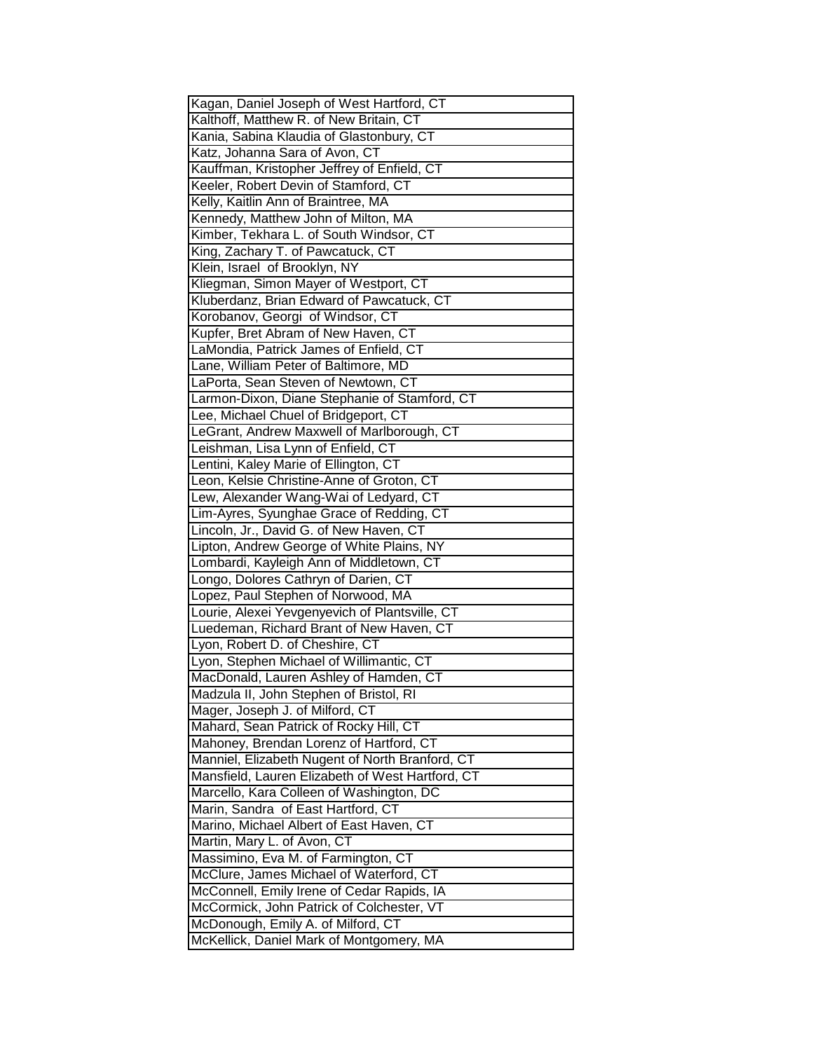| Kagan, Daniel Joseph of West Hartford, CT |
|---|
| Kalthoff, Matthew R. of New Britain, CT |
| Kania, Sabina Klaudia of Glastonbury, CT |
| Katz, Johanna Sara of Avon, CT |
| Kauffman, Kristopher Jeffrey of Enfield, CT |
| Keeler, Robert Devin of Stamford, CT |
| Kelly, Kaitlin Ann of Braintree, MA |
| Kennedy, Matthew John of Milton, MA |
| Kimber, Tekhara L. of South Windsor, CT |
| King, Zachary T. of Pawcatuck, CT |
| Klein, Israel of Brooklyn, NY |
| Kliegman, Simon Mayer of Westport, CT |
| Kluberdanz, Brian Edward of Pawcatuck, CT |
| Korobanov, Georgi of Windsor, CT |
| Kupfer, Bret Abram of New Haven, CT |
| LaMondia, Patrick James of Enfield, CT |
| Lane, William Peter of Baltimore, MD |
| LaPorta, Sean Steven of Newtown, CT |
| Larmon-Dixon, Diane Stephanie of Stamford, CT |
| Lee, Michael Chuel of Bridgeport, CT |
| LeGrant, Andrew Maxwell of Marlborough, CT |
| Leishman, Lisa Lynn of Enfield, CT |
| Lentini, Kaley Marie of Ellington, CT |
| Leon, Kelsie Christine-Anne of Groton, CT |
| Lew, Alexander Wang-Wai of Ledyard, CT |
| Lim-Ayres, Syunghae Grace of Redding, CT |
| Lincoln, Jr., David G. of New Haven, CT |
| Lipton, Andrew George of White Plains, NY |
| Lombardi, Kayleigh Ann of Middletown, CT |
| Longo, Dolores Cathryn of Darien, CT |
| Lopez, Paul Stephen of Norwood, MA |
| Lourie, Alexei Yevgenyevich of Plantsville, CT |
| Luedeman, Richard Brant of New Haven, CT |
| Lyon, Robert D. of Cheshire, CT |
| Lyon, Stephen Michael of Willimantic, CT |
| MacDonald, Lauren Ashley of Hamden, CT |
| Madzula II, John Stephen of Bristol, RI |
| Mager, Joseph J. of Milford, CT |
| Mahard, Sean Patrick of Rocky Hill, CT |
| Mahoney, Brendan Lorenz of Hartford, CT |
| Manniel, Elizabeth Nugent of North Branford, CT |
| Mansfield, Lauren Elizabeth of West Hartford, CT |
| Marcello, Kara Colleen of Washington, DC |
| Marin, Sandra of East Hartford, CT |
| Marino, Michael Albert of East Haven, CT |
| Martin, Mary L. of Avon, CT |
| Massimino, Eva M. of Farmington, CT |
| McClure, James Michael of Waterford, CT |
| McConnell, Emily Irene of Cedar Rapids, IA |
| McCormick, John Patrick of Colchester, VT |
| McDonough, Emily A. of Milford, CT |
| McKellick, Daniel Mark of Montgomery, MA |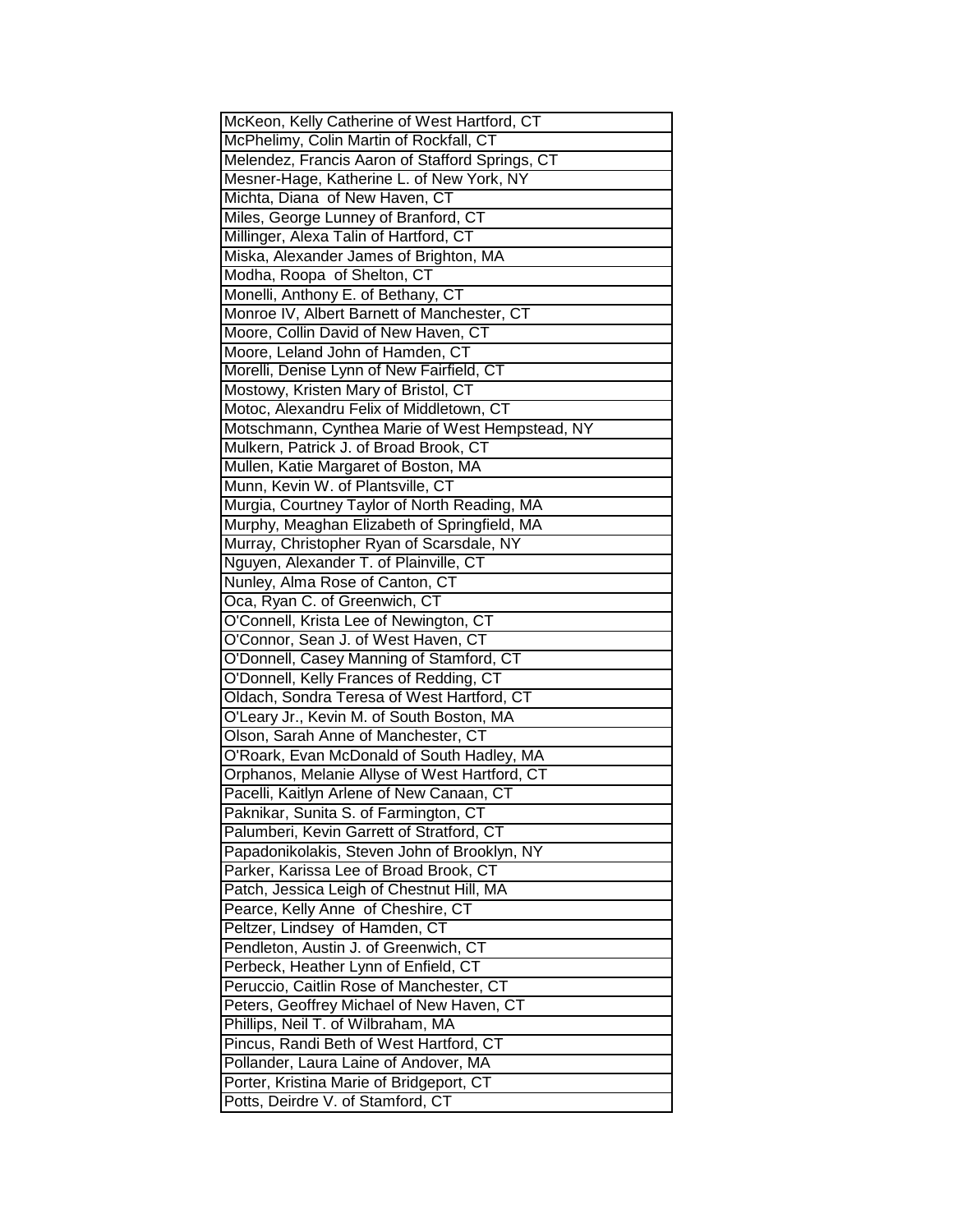| McKeon, Kelly Catherine of West Hartford, CT |
|---|
| McPhelimy, Colin Martin of Rockfall, CT |
| Melendez, Francis Aaron of Stafford Springs, CT |
| Mesner-Hage, Katherine L. of New York, NY |
| Michta, Diana of New Haven, CT |
| Miles, George Lunney of Branford, CT |
| Millinger, Alexa Talin of Hartford, CT |
| Miska, Alexander James of Brighton, MA |
| Modha, Roopa of Shelton, CT |
| Monelli, Anthony E. of Bethany, CT |
| Monroe IV, Albert Barnett of Manchester, CT |
| Moore, Collin David of New Haven, CT |
| Moore, Leland John of Hamden, CT |
| Morelli, Denise Lynn of New Fairfield, CT |
| Mostowy, Kristen Mary of Bristol, CT |
| Motoc, Alexandru Felix of Middletown, CT |
| Motschmann, Cynthea Marie of West Hempstead, NY |
| Mulkern, Patrick J. of Broad Brook, CT |
| Mullen, Katie Margaret of Boston, MA |
| Munn, Kevin W. of Plantsville, CT |
| Murgia, Courtney Taylor of North Reading, MA |
| Murphy, Meaghan Elizabeth of Springfield, MA |
| Murray, Christopher Ryan of Scarsdale, NY |
| Nguyen, Alexander T. of Plainville, CT |
| Nunley, Alma Rose of Canton, CT |
| Oca, Ryan C. of Greenwich, CT |
| O'Connell, Krista Lee of Newington, CT |
| O'Connor, Sean J. of West Haven, CT |
| O'Donnell, Casey Manning of Stamford, CT |
| O'Donnell, Kelly Frances of Redding, CT |
| Oldach, Sondra Teresa of West Hartford, CT |
| O'Leary Jr., Kevin M. of South Boston, MA |
| Olson, Sarah Anne of Manchester, CT |
| O'Roark, Evan McDonald of South Hadley, MA |
| Orphanos, Melanie Allyse of West Hartford, CT |
| Pacelli, Kaitlyn Arlene of New Canaan, CT |
| Paknikar, Sunita S. of Farmington, CT |
| Palumberi, Kevin Garrett of Stratford, CT |
| Papadonikolakis, Steven John of Brooklyn, NY |
| Parker, Karissa Lee of Broad Brook, CT |
| Patch, Jessica Leigh of Chestnut Hill, MA |
| Pearce, Kelly Anne of Cheshire, CT |
| Peltzer, Lindsey of Hamden, CT |
| Pendleton, Austin J. of Greenwich, CT |
| Perbeck, Heather Lynn of Enfield, CT |
| Peruccio, Caitlin Rose of Manchester, CT |
| Peters, Geoffrey Michael of New Haven, CT |
| Phillips, Neil T. of Wilbraham, MA |
| Pincus, Randi Beth of West Hartford, CT |
| Pollander, Laura Laine of Andover, MA |
| Porter, Kristina Marie of Bridgeport, CT |
| Potts, Deirdre V. of Stamford, CT |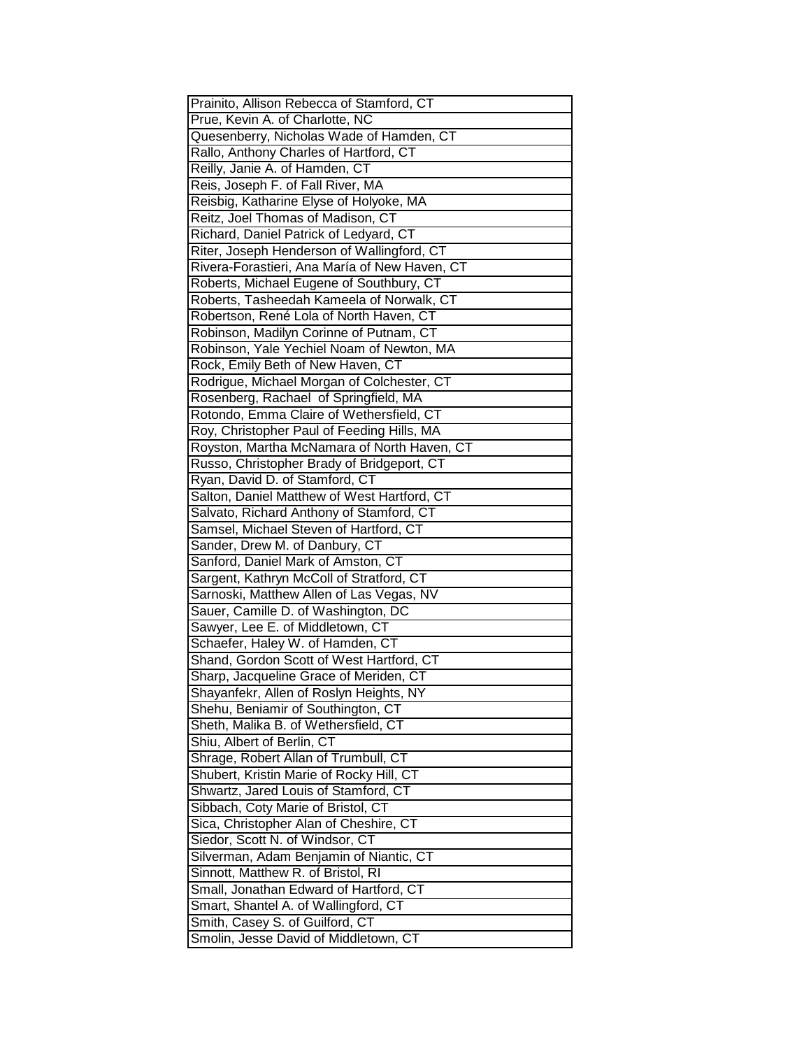| Prainito, Allison Rebecca of Stamford, CT |
|---|
| Prue, Kevin A. of Charlotte, NC |
| Quesenberry, Nicholas Wade of Hamden, CT |
| Rallo, Anthony Charles of Hartford, CT |
| Reilly, Janie A. of Hamden, CT |
| Reis, Joseph F. of Fall River, MA |
| Reisbig, Katharine Elyse of Holyoke, MA |
| Reitz, Joel Thomas of Madison, CT |
| Richard, Daniel Patrick of Ledyard, CT |
| Riter, Joseph Henderson of Wallingford, CT |
| Rivera-Forastieri, Ana María of New Haven, CT |
| Roberts, Michael Eugene of Southbury, CT |
| Roberts, Tasheedah Kameela of Norwalk, CT |
| Robertson, René Lola of North Haven, CT |
| Robinson, Madilyn Corinne of Putnam, CT |
| Robinson, Yale Yechiel Noam of Newton, MA |
| Rock, Emily Beth of New Haven, CT |
| Rodrigue, Michael Morgan of Colchester, CT |
| Rosenberg, Rachael of Springfield, MA |
| Rotondo, Emma Claire of Wethersfield, CT |
| Roy, Christopher Paul of Feeding Hills, MA |
| Royston, Martha McNamara of North Haven, CT |
| Russo, Christopher Brady of Bridgeport, CT |
| Ryan, David D. of Stamford, CT |
| Salton, Daniel Matthew of West Hartford, CT |
| Salvato, Richard Anthony of Stamford, CT |
| Samsel, Michael Steven of Hartford, CT |
| Sander, Drew M. of Danbury, CT |
| Sanford, Daniel Mark of Amston, CT |
| Sargent, Kathryn McColl of Stratford, CT |
| Sarnoski, Matthew Allen of Las Vegas, NV |
| Sauer, Camille D. of Washington, DC |
| Sawyer, Lee E. of Middletown, CT |
| Schaefer, Haley W. of Hamden, CT |
| Shand, Gordon Scott of West Hartford, CT |
| Sharp, Jacqueline Grace of Meriden, CT |
| Shayanfekr, Allen of Roslyn Heights, NY |
| Shehu, Beniamir of Southington, CT |
| Sheth, Malika B. of Wethersfield, CT |
| Shiu, Albert of Berlin, CT |
| Shrage, Robert Allan of Trumbull, CT |
| Shubert, Kristin Marie of Rocky Hill, CT |
| Shwartz, Jared Louis of Stamford, CT |
| Sibbach, Coty Marie of Bristol, CT |
| Sica, Christopher Alan of Cheshire, CT |
| Siedor, Scott N. of Windsor, CT |
| Silverman, Adam Benjamin of Niantic, CT |
| Sinnott, Matthew R. of Bristol, RI |
| Small, Jonathan Edward of Hartford, CT |
| Smart, Shantel A. of Wallingford, CT |
| Smith, Casey S. of Guilford, CT |
| Smolin, Jesse David of Middletown, CT |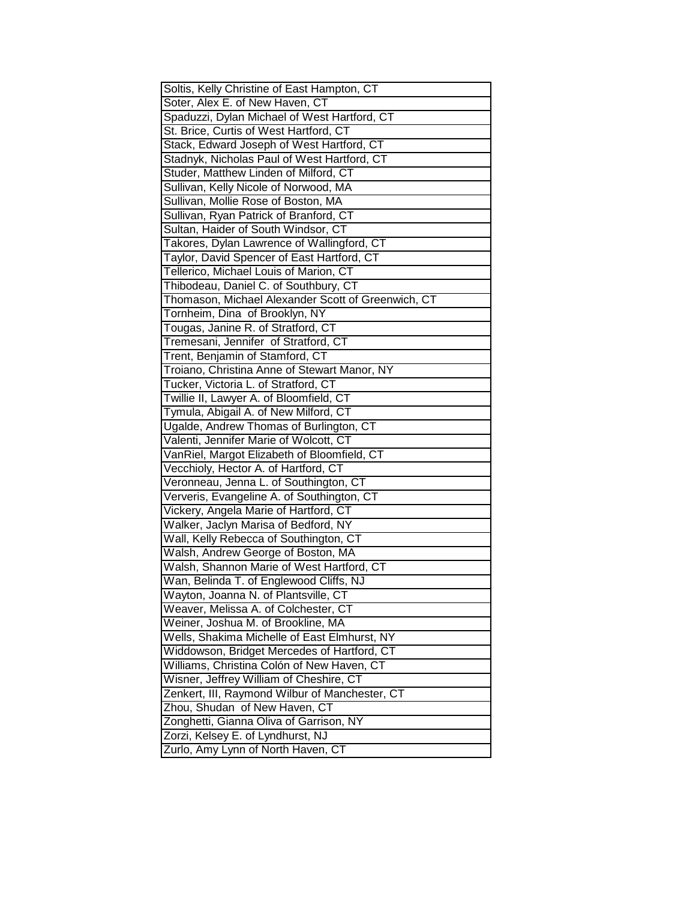| |
|---|
| Soltis, Kelly Christine of East Hampton, CT |
| Soter, Alex E. of New Haven, CT |
| Spaduzzi, Dylan Michael of West Hartford, CT |
| St. Brice, Curtis of West Hartford, CT |
| Stack, Edward Joseph of West Hartford, CT |
| Stadnyk, Nicholas Paul of West Hartford, CT |
| Studer, Matthew Linden of Milford, CT |
| Sullivan, Kelly Nicole of Norwood, MA |
| Sullivan, Mollie Rose of Boston, MA |
| Sullivan, Ryan Patrick of Branford, CT |
| Sultan, Haider of South Windsor, CT |
| Takores, Dylan Lawrence of Wallingford, CT |
| Taylor, David Spencer of East Hartford, CT |
| Tellerico, Michael Louis of Marion, CT |
| Thibodeau, Daniel C. of Southbury, CT |
| Thomason, Michael Alexander Scott of Greenwich, CT |
| Tornheim, Dina of Brooklyn, NY |
| Tougas, Janine R. of Stratford, CT |
| Tremesani, Jennifer of Stratford, CT |
| Trent, Benjamin of Stamford, CT |
| Troiano, Christina Anne of Stewart Manor, NY |
| Tucker, Victoria L. of Stratford, CT |
| Twillie II, Lawyer A. of Bloomfield, CT |
| Tymula, Abigail A. of New Milford, CT |
| Ugalde, Andrew Thomas of Burlington, CT |
| Valenti, Jennifer Marie of Wolcott, CT |
| VanRiel, Margot Elizabeth of Bloomfield, CT |
| Vecchioly, Hector A. of Hartford, CT |
| Veronneau, Jenna L. of Southington, CT |
| Ververis, Evangeline A. of Southington, CT |
| Vickery, Angela Marie of Hartford, CT |
| Walker, Jaclyn Marisa of Bedford, NY |
| Wall, Kelly Rebecca of Southington, CT |
| Walsh, Andrew George of Boston, MA |
| Walsh, Shannon Marie of West Hartford, CT |
| Wan, Belinda T. of Englewood Cliffs, NJ |
| Wayton, Joanna N. of Plantsville, CT |
| Weaver, Melissa A. of Colchester, CT |
| Weiner, Joshua M. of Brookline, MA |
| Wells, Shakima Michelle of East Elmhurst, NY |
| Widdowson, Bridget Mercedes of Hartford, CT |
| Williams, Christina Colón of New Haven, CT |
| Wisner, Jeffrey William of Cheshire, CT |
| Zenkert, III, Raymond Wilbur of Manchester, CT |
| Zhou, Shudan of New Haven, CT |
| Zonghetti, Gianna Oliva of Garrison, NY |
| Zorzi, Kelsey E. of Lyndhurst, NJ |
| Zurlo, Amy Lynn of North Haven, CT |